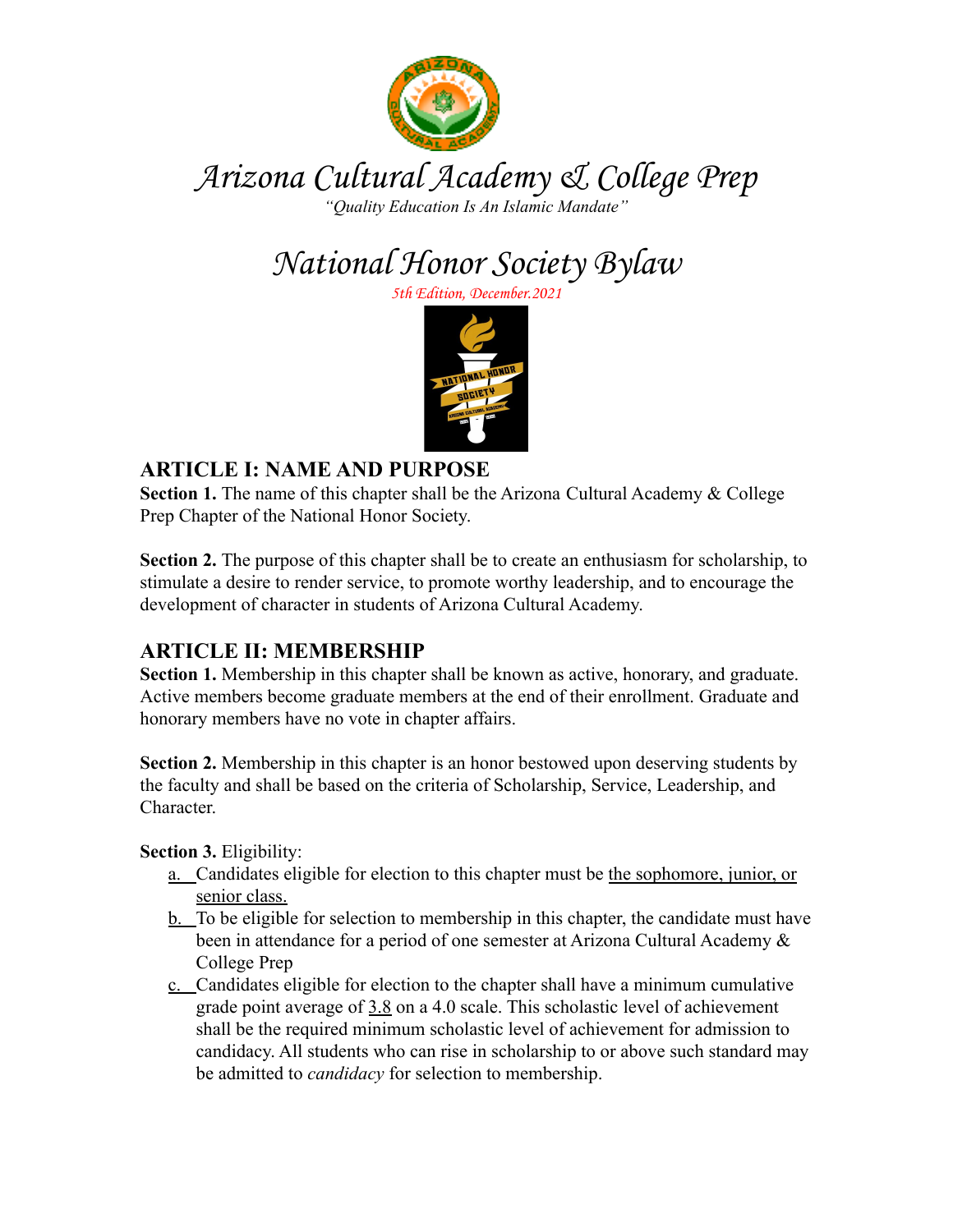# Arizona Cultural Academy & College Prep

*"Quality Education Is An Islamic Mandate"*

# National Honor Society Bylaw

*5th Edition, December.2021*

## ARTICLE I: NAME AND PURPOSE

**Section 1.** The name of this chapter shall be the Arizona Cultural Academy & College Prep Chapter of the National Honor Society.

**Section 2.** The purpose of this chapter shall be to create an enthusiasm for scholarship, to stimulate a desire to render service, to promote worthy leadership, and to encourage the development of character in students of Arizona Cultural Academy.

## ARTICLE II: MEMBERSHIP

**Section 1.** Membership in this chapter shall be known as active, honorary, and graduate. Active members become graduate members at the end of their enrollment. Graduate and honorary members have no vote in chapter affairs.

**Section 2.** Membership in this chapter is an honor bestowed upon deserving students by the faculty and shall be based on the criteria of Scholarship, Service, Leadership, and Character.

**Section 3.** Eligibility:

a. Candidates eligible for election to this chapter must be <u>the sophomore, junior, or senior class.</u>

b. To be eligible for selection to membership in this chapter, the candidate must have been in attendance for a period of one semester at Arizona Cultural Academy & College Prep

c. Candidates eligible for election to the chapter shall have a minimum cumulative grade point average of <u>3.8</u> on a 4.0 scale. This scholastic level of achievement shall be the required minimum scholastic level of achievement for admission to candidacy. All students who can rise in scholarship to or above such standard may be admitted to *candidacy* for selection to membership.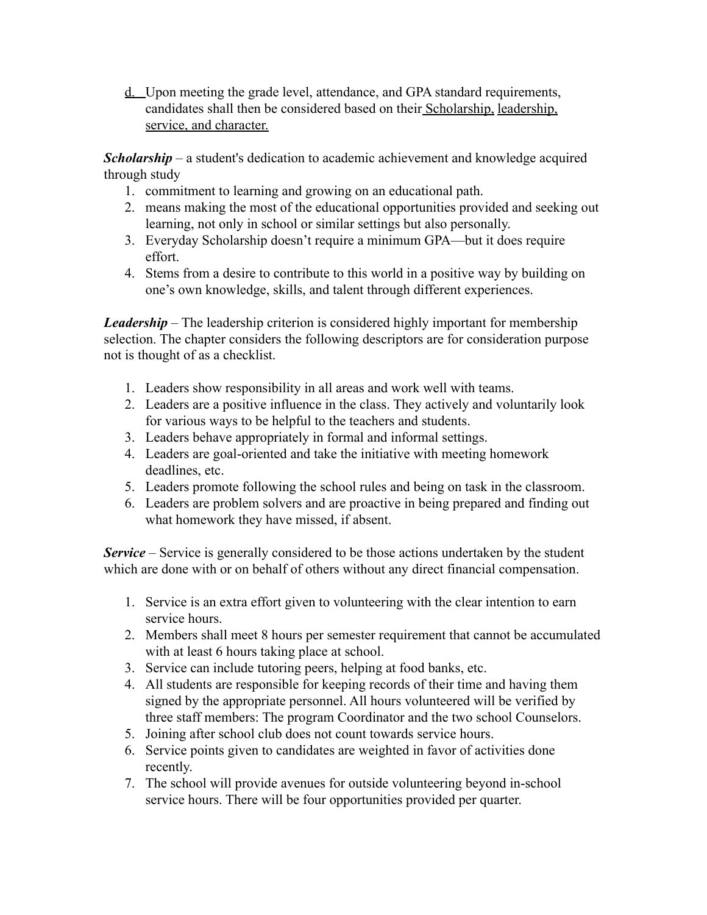d. Upon meeting the grade level, attendance, and GPA standard requirements, candidates shall then be considered based on their Scholarship, leadership, service, and character.

***Scholarship*** – a student's dedication to academic achievement and knowledge acquired through study

1. commitment to learning and growing on an educational path.
2. means making the most of the educational opportunities provided and seeking out learning, not only in school or similar settings but also personally.
3. Everyday Scholarship doesn't require a minimum GPA—but it does require effort.
4. Stems from a desire to contribute to this world in a positive way by building on one's own knowledge, skills, and talent through different experiences.

***Leadership*** – The leadership criterion is considered highly important for membership selection. The chapter considers the following descriptors are for consideration purpose not is thought of as a checklist.

1. Leaders show responsibility in all areas and work well with teams.
2. Leaders are a positive influence in the class. They actively and voluntarily look for various ways to be helpful to the teachers and students.
3. Leaders behave appropriately in formal and informal settings.
4. Leaders are goal-oriented and take the initiative with meeting homework deadlines, etc.
5. Leaders promote following the school rules and being on task in the classroom.
6. Leaders are problem solvers and are proactive in being prepared and finding out what homework they have missed, if absent.

***Service*** – Service is generally considered to be those actions undertaken by the student which are done with or on behalf of others without any direct financial compensation.

1. Service is an extra effort given to volunteering with the clear intention to earn service hours.
2. Members shall meet 8 hours per semester requirement that cannot be accumulated with at least 6 hours taking place at school.
3. Service can include tutoring peers, helping at food banks, etc.
4. All students are responsible for keeping records of their time and having them signed by the appropriate personnel. All hours volunteered will be verified by three staff members: The program Coordinator and the two school Counselors.
5. Joining after school club does not count towards service hours.
6. Service points given to candidates are weighted in favor of activities done recently.
7. The school will provide avenues for outside volunteering beyond in-school service hours. There will be four opportunities provided per quarter.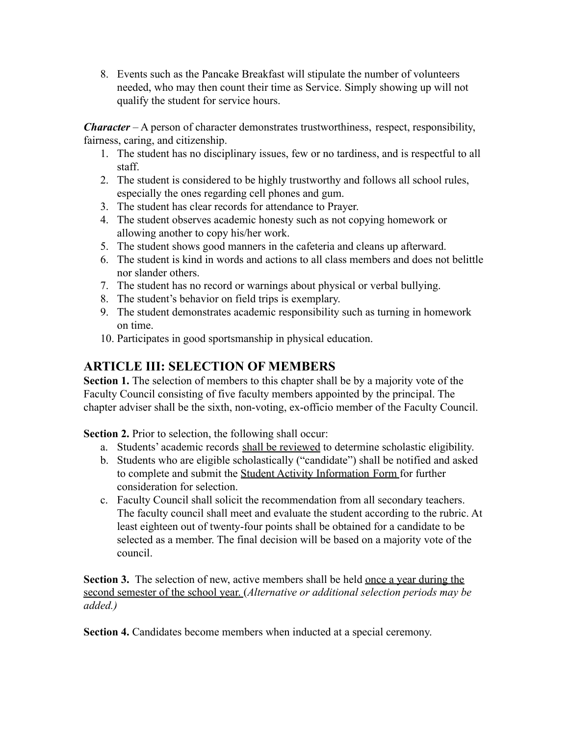8. Events such as the Pancake Breakfast will stipulate the number of volunteers needed, who may then count their time as Service. Simply showing up will not qualify the student for service hours.

***Character*** – A person of character demonstrates trustworthiness, respect, responsibility, fairness, caring, and citizenship.

1. The student has no disciplinary issues, few or no tardiness, and is respectful to all staff.
2. The student is considered to be highly trustworthy and follows all school rules, especially the ones regarding cell phones and gum.
3. The student has clear records for attendance to Prayer.
4. The student observes academic honesty such as not copying homework or allowing another to copy his/her work.
5. The student shows good manners in the cafeteria and cleans up afterward.
6. The student is kind in words and actions to all class members and does not belittle nor slander others.
7. The student has no record or warnings about physical or verbal bullying.
8. The student's behavior on field trips is exemplary.
9. The student demonstrates academic responsibility such as turning in homework on time.
10. Participates in good sportsmanship in physical education.

## ARTICLE III: SELECTION OF MEMBERS

**Section 1.** The selection of members to this chapter shall be by a majority vote of the Faculty Council consisting of five faculty members appointed by the principal. The chapter adviser shall be the sixth, non-voting, ex-officio member of the Faculty Council.

**Section 2.** Prior to selection, the following shall occur:

a. Students' academic records <u>shall be reviewed</u> to determine scholastic eligibility.
b. Students who are eligible scholastically ("candidate") shall be notified and asked to complete and submit the <u>Student Activity Information Form</u> for further consideration for selection.
c. Faculty Council shall solicit the recommendation from all secondary teachers. The faculty council shall meet and evaluate the student according to the rubric. At least eighteen out of twenty-four points shall be obtained for a candidate to be selected as a member. The final decision will be based on a majority vote of the council.

**Section 3.** The selection of new, active members shall be held <u>once a year during the second semester of the school year.</u> (*Alternative or additional selection periods may be added.)*

**Section 4.** Candidates become members when inducted at a special ceremony.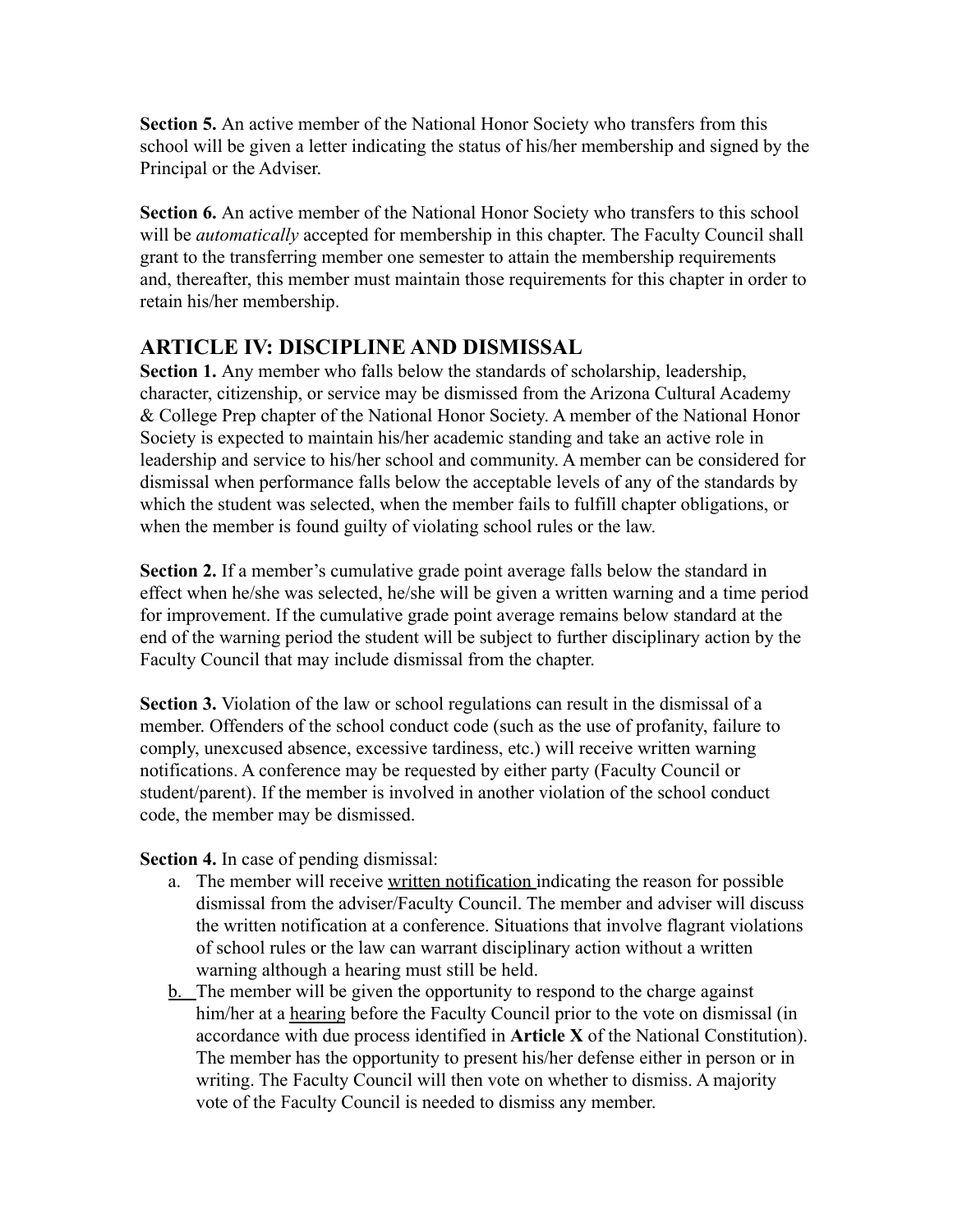**Section 5.** An active member of the National Honor Society who transfers from this school will be given a letter indicating the status of his/her membership and signed by the Principal or the Adviser.

**Section 6.** An active member of the National Honor Society who transfers to this school will be *automatically* accepted for membership in this chapter. The Faculty Council shall grant to the transferring member one semester to attain the membership requirements and, thereafter, this member must maintain those requirements for this chapter in order to retain his/her membership.

## ARTICLE IV: DISCIPLINE AND DISMISSAL

**Section 1.** Any member who falls below the standards of scholarship, leadership, character, citizenship, or service may be dismissed from the Arizona Cultural Academy & College Prep chapter of the National Honor Society. A member of the National Honor Society is expected to maintain his/her academic standing and take an active role in leadership and service to his/her school and community. A member can be considered for dismissal when performance falls below the acceptable levels of any of the standards by which the student was selected, when the member fails to fulfill chapter obligations, or when the member is found guilty of violating school rules or the law.

**Section 2.** If a member's cumulative grade point average falls below the standard in effect when he/she was selected, he/she will be given a written warning and a time period for improvement. If the cumulative grade point average remains below standard at the end of the warning period the student will be subject to further disciplinary action by the Faculty Council that may include dismissal from the chapter.

**Section 3.** Violation of the law or school regulations can result in the dismissal of a member. Offenders of the school conduct code (such as the use of profanity, failure to comply, unexcused absence, excessive tardiness, etc.) will receive written warning notifications. A conference may be requested by either party (Faculty Council or student/parent). If the member is involved in another violation of the school conduct code, the member may be dismissed.

**Section 4.** In case of pending dismissal:

a. The member will receive <u>written notification</u> indicating the reason for possible dismissal from the adviser/Faculty Council. The member and adviser will discuss the written notification at a conference. Situations that involve flagrant violations of school rules or the law can warrant disciplinary action without a written warning although a hearing must still be held.

b. The member will be given the opportunity to respond to the charge against him/her at a <u>hearing</u> before the Faculty Council prior to the vote on dismissal (in accordance with due process identified in **Article X** of the National Constitution). The member has the opportunity to present his/her defense either in person or in writing. The Faculty Council will then vote on whether to dismiss. A majority vote of the Faculty Council is needed to dismiss any member.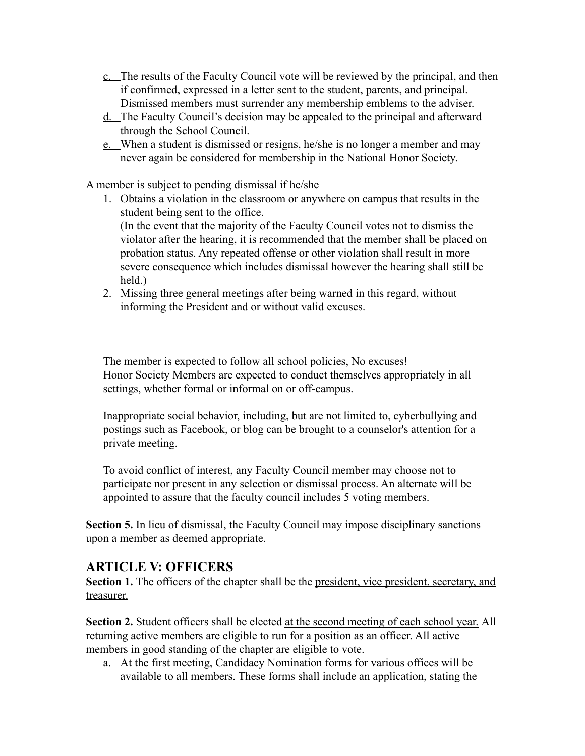c. The results of the Faculty Council vote will be reviewed by the principal, and then if confirmed, expressed in a letter sent to the student, parents, and principal. Dismissed members must surrender any membership emblems to the adviser.

d. The Faculty Council's decision may be appealed to the principal and afterward through the School Council.

e. When a student is dismissed or resigns, he/she is no longer a member and may never again be considered for membership in the National Honor Society.

A member is subject to pending dismissal if he/she

1. Obtains a violation in the classroom or anywhere on campus that results in the student being sent to the office.
   (In the event that the majority of the Faculty Council votes not to dismiss the violator after the hearing, it is recommended that the member shall be placed on probation status. Any repeated offense or other violation shall result in more severe consequence which includes dismissal however the hearing shall still be held.)
2. Missing three general meetings after being warned in this regard, without informing the President and or without valid excuses.

The member is expected to follow all school policies, No excuses!
Honor Society Members are expected to conduct themselves appropriately in all settings, whether formal or informal on or off-campus.

Inappropriate social behavior, including, but are not limited to, cyberbullying and postings such as Facebook, or blog can be brought to a counselor's attention for a private meeting.

To avoid conflict of interest, any Faculty Council member may choose not to participate nor present in any selection or dismissal process. An alternate will be appointed to assure that the faculty council includes 5 voting members.

**Section 5.** In lieu of dismissal, the Faculty Council may impose disciplinary sanctions upon a member as deemed appropriate.

## ARTICLE V: OFFICERS

**Section 1.** The officers of the chapter shall be the president, vice president, secretary, and treasurer.

**Section 2.** Student officers shall be elected at the second meeting of each school year. All returning active members are eligible to run for a position as an officer. All active members in good standing of the chapter are eligible to vote.

a. At the first meeting, Candidacy Nomination forms for various offices will be available to all members. These forms shall include an application, stating the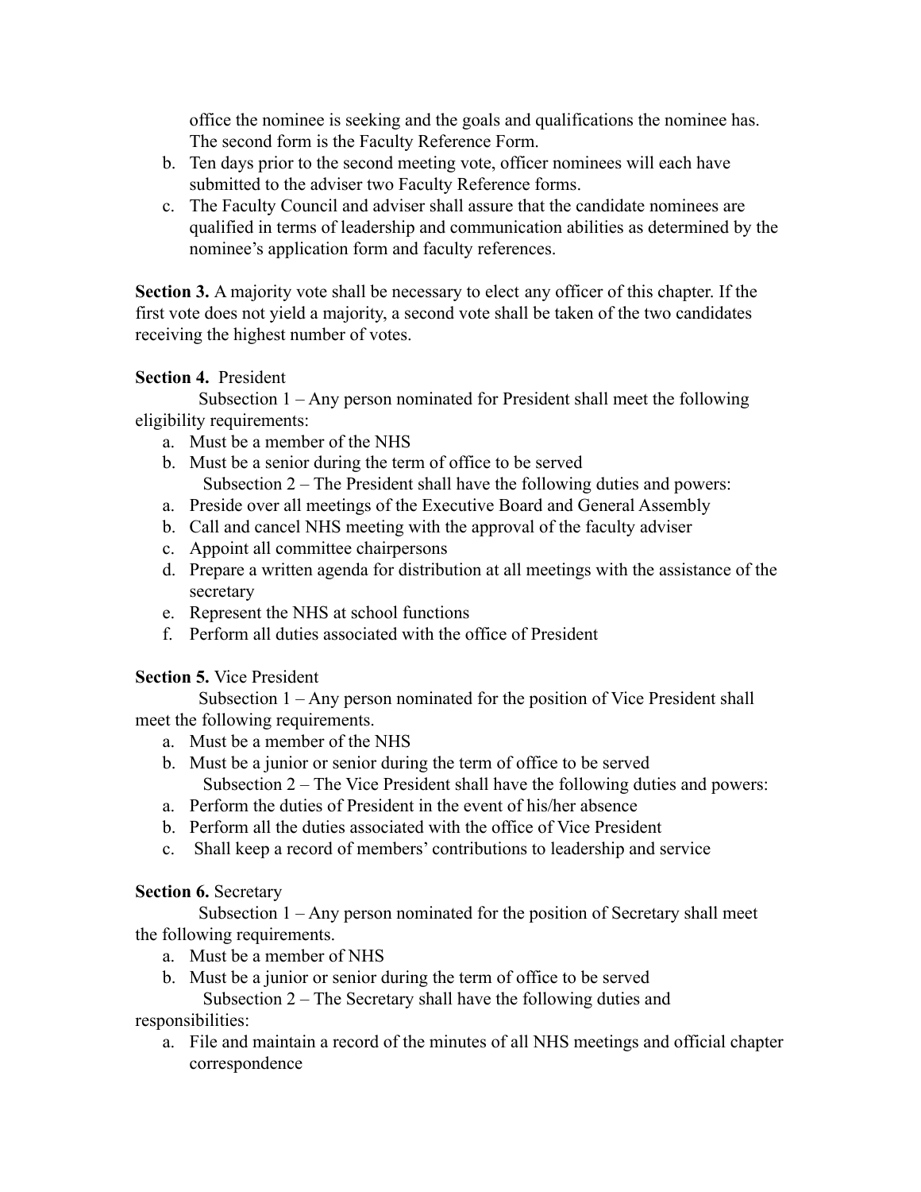office the nominee is seeking and the goals and qualifications the nominee has. The second form is the Faculty Reference Form.

b. Ten days prior to the second meeting vote, officer nominees will each have submitted to the adviser two Faculty Reference forms.
c. The Faculty Council and adviser shall assure that the candidate nominees are qualified in terms of leadership and communication abilities as determined by the nominee's application form and faculty references.

**Section 3.** A majority vote shall be necessary to elect any officer of this chapter. If the first vote does not yield a majority, a second vote shall be taken of the two candidates receiving the highest number of votes.

**Section 4.** President

Subsection 1 – Any person nominated for President shall meet the following eligibility requirements:

a. Must be a member of the NHS
b. Must be a senior during the term of office to be served

Subsection 2 – The President shall have the following duties and powers:

a. Preside over all meetings of the Executive Board and General Assembly
b. Call and cancel NHS meeting with the approval of the faculty adviser
c. Appoint all committee chairpersons
d. Prepare a written agenda for distribution at all meetings with the assistance of the secretary
e. Represent the NHS at school functions
f. Perform all duties associated with the office of President

**Section 5.** Vice President

Subsection 1 – Any person nominated for the position of Vice President shall meet the following requirements.

a. Must be a member of the NHS
b. Must be a junior or senior during the term of office to be served

Subsection 2 – The Vice President shall have the following duties and powers:

a. Perform the duties of President in the event of his/her absence
b. Perform all the duties associated with the office of Vice President
c. Shall keep a record of members' contributions to leadership and service

**Section 6.** Secretary

Subsection 1 – Any person nominated for the position of Secretary shall meet the following requirements.

a. Must be a member of NHS
b. Must be a junior or senior during the term of office to be served

Subsection 2 – The Secretary shall have the following duties and responsibilities:

a. File and maintain a record of the minutes of all NHS meetings and official chapter correspondence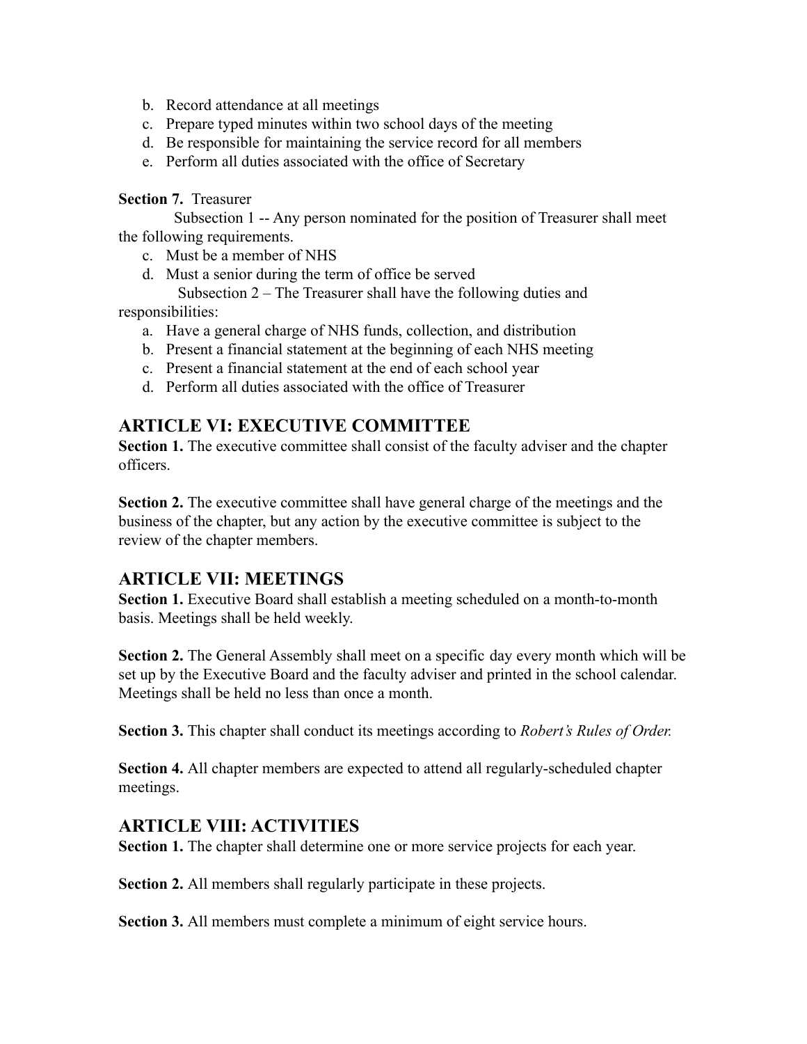b. Record attendance at all meetings
c. Prepare typed minutes within two school days of the meeting
d. Be responsible for maintaining the service record for all members
e. Perform all duties associated with the office of Secretary

**Section 7.** Treasurer

Subsection 1 -- Any person nominated for the position of Treasurer shall meet the following requirements.

c. Must be a member of NHS
d. Must a senior during the term of office be served

Subsection 2 – The Treasurer shall have the following duties and responsibilities:

a. Have a general charge of NHS funds, collection, and distribution
b. Present a financial statement at the beginning of each NHS meeting
c. Present a financial statement at the end of each school year
d. Perform all duties associated with the office of Treasurer

## ARTICLE VI: EXECUTIVE COMMITTEE

**Section 1.** The executive committee shall consist of the faculty adviser and the chapter officers.

**Section 2.** The executive committee shall have general charge of the meetings and the business of the chapter, but any action by the executive committee is subject to the review of the chapter members.

## ARTICLE VII: MEETINGS

**Section 1.** Executive Board shall establish a meeting scheduled on a month-to-month basis. Meetings shall be held weekly.

**Section 2.** The General Assembly shall meet on a specific day every month which will be set up by the Executive Board and the faculty adviser and printed in the school calendar. Meetings shall be held no less than once a month.

**Section 3.** This chapter shall conduct its meetings according to *Robert's Rules of Order.*

**Section 4.** All chapter members are expected to attend all regularly-scheduled chapter meetings.

## ARTICLE VIII: ACTIVITIES

**Section 1.** The chapter shall determine one or more service projects for each year.

**Section 2.** All members shall regularly participate in these projects.

**Section 3.** All members must complete a minimum of eight service hours.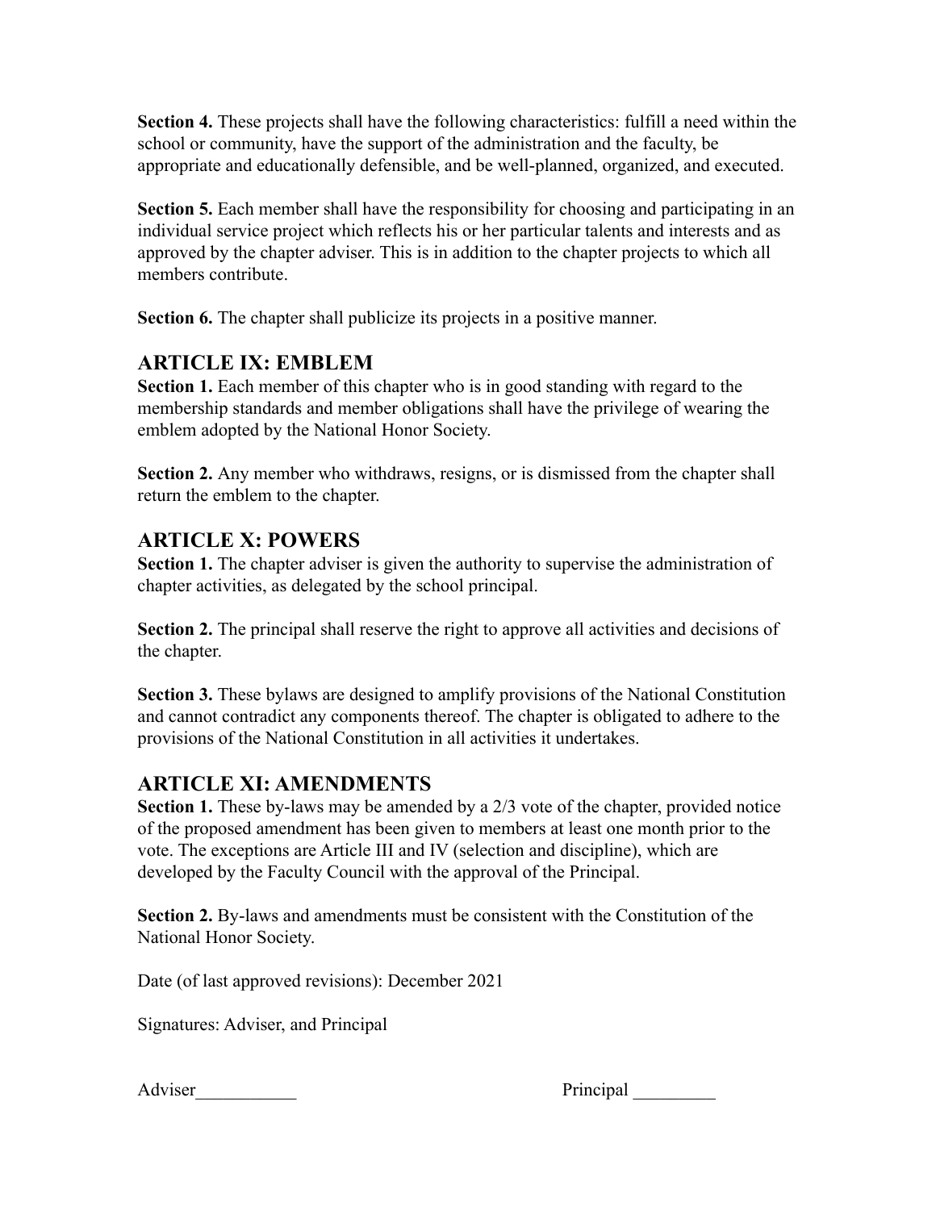**Section 4.** These projects shall have the following characteristics: fulfill a need within the school or community, have the support of the administration and the faculty, be appropriate and educationally defensible, and be well-planned, organized, and executed.

**Section 5.** Each member shall have the responsibility for choosing and participating in an individual service project which reflects his or her particular talents and interests and as approved by the chapter adviser. This is in addition to the chapter projects to which all members contribute.

**Section 6.** The chapter shall publicize its projects in a positive manner.

## ARTICLE IX: EMBLEM

**Section 1.** Each member of this chapter who is in good standing with regard to the membership standards and member obligations shall have the privilege of wearing the emblem adopted by the National Honor Society.

**Section 2.** Any member who withdraws, resigns, or is dismissed from the chapter shall return the emblem to the chapter.

## ARTICLE X: POWERS

**Section 1.** The chapter adviser is given the authority to supervise the administration of chapter activities, as delegated by the school principal.

**Section 2.** The principal shall reserve the right to approve all activities and decisions of the chapter.

**Section 3.** These bylaws are designed to amplify provisions of the National Constitution and cannot contradict any components thereof. The chapter is obligated to adhere to the provisions of the National Constitution in all activities it undertakes.

## ARTICLE XI: AMENDMENTS

**Section 1.** These by-laws may be amended by a 2/3 vote of the chapter, provided notice of the proposed amendment has been given to members at least one month prior to the vote. The exceptions are Article III and IV (selection and discipline), which are developed by the Faculty Council with the approval of the Principal.

**Section 2.** By-laws and amendments must be consistent with the Constitution of the National Honor Society.

Date (of last approved revisions): December 2021

Signatures: Adviser, and Principal

Adviser___________ Principal _________